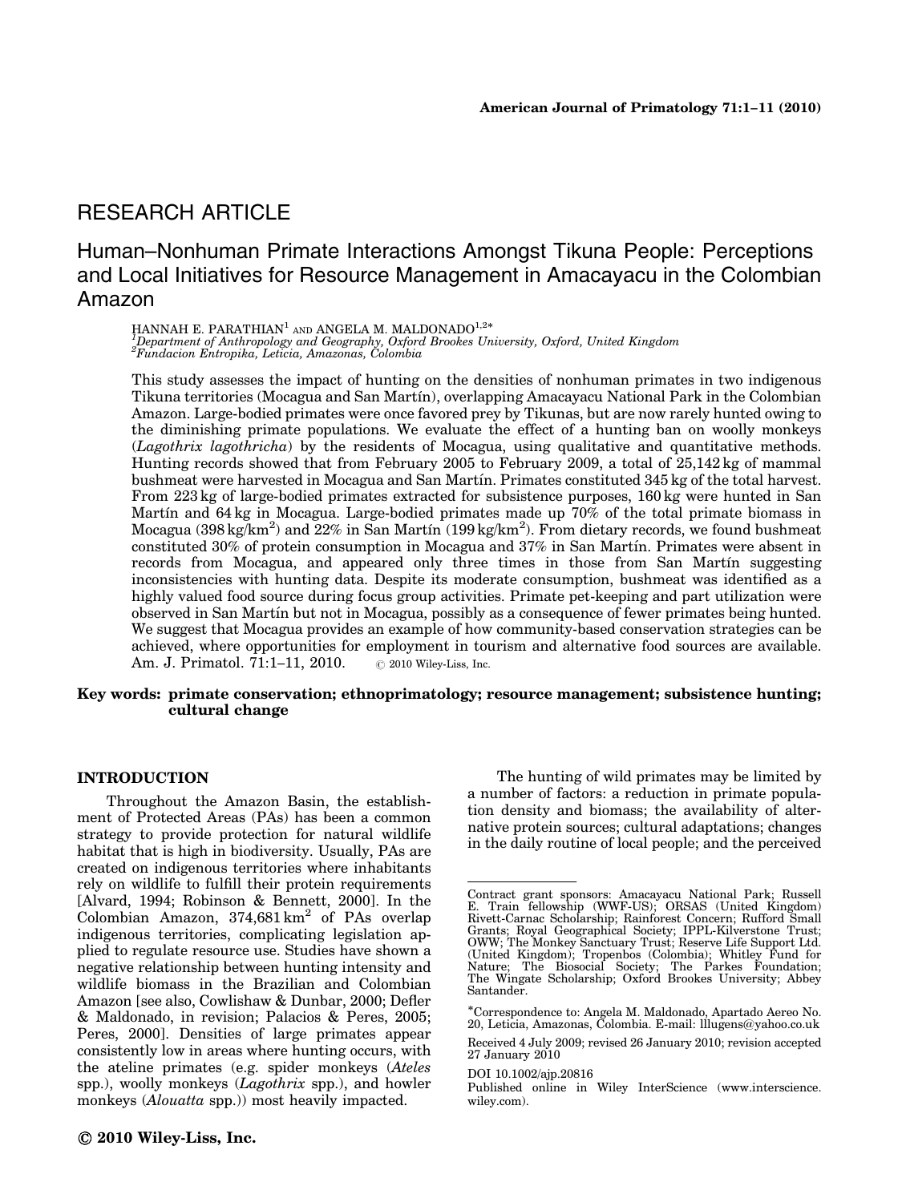RESEARCH ARTICLE

# Human–Nonhuman Primate Interactions Amongst Tikuna People: Perceptions and Local Initiatives for Resource Management in Amacayacu in the Colombian Amazon

HANNAH E. PARATHIAN[1] AND ANGELA M. MALDONADO[1,2]*

[1]Department of Anthropology and Geography, Oxford Brookes University, Oxford, United Kingdom
[2]Fundacion Entropika, Leticia, Amazonas, Colombia

This study assesses the impact of hunting on the densities of nonhuman primates in two indigenous Tikuna territories (Mocagua and San Martín), overlapping Amacayacu National Park in the Colombian Amazon. Large-bodied primates were once favored prey by Tikunas, but are now rarely hunted owing to the diminishing primate populations. We evaluate the effect of a hunting ban on woolly monkeys (*Lagothrix lagothricha*) by the residents of Mocagua, using qualitative and quantitative methods. Hunting records showed that from February 2005 to February 2009, a total of 25,142 kg of mammal bushmeat were harvested in Mocagua and San Martín. Primates constituted 345 kg of the total harvest. From 223 kg of large-bodied primates extracted for subsistence purposes, 160 kg were hunted in San Martín and 64 kg in Mocagua. Large-bodied primates made up 70% of the total primate biomass in Mocagua (398 kg/km$^2$) and 22% in San Martín (199 kg/km$^2$). From dietary records, we found bushmeat constituted 30% of protein consumption in Mocagua and 37% in San Martín. Primates were absent in records from Mocagua, and appeared only three times in those from San Martín suggesting inconsistencies with hunting data. Despite its moderate consumption, bushmeat was identified as a highly valued food source during focus group activities. Primate pet-keeping and part utilization were observed in San Martín but not in Mocagua, possibly as a consequence of fewer primates being hunted. We suggest that Mocagua provides an example of how community-based conservation strategies can be achieved, where opportunities for employment in tourism and alternative food sources are available. Am. J. Primatol. 71:1–11, 2010. © 2010 Wiley-Liss, Inc.

**Key words: primate conservation; ethnoprimatology; resource management; subsistence hunting; cultural change**

## INTRODUCTION

Throughout the Amazon Basin, the establishment of Protected Areas (PAs) has been a common strategy to provide protection for natural wildlife habitat that is high in biodiversity. Usually, PAs are created on indigenous territories where inhabitants rely on wildlife to fulfill their protein requirements [Alvard, 1994; Robinson & Bennett, 2000]. In the Colombian Amazon, 374,681 km$^2$ of PAs overlap indigenous territories, complicating legislation applied to regulate resource use. Studies have shown a negative relationship between hunting intensity and wildlife biomass in the Brazilian and Colombian Amazon [see also, Cowlishaw & Dunbar, 2000; Defler & Maldonado, in revision; Palacios & Peres, 2005; Peres, 2000]. Densities of large primates appear consistently low in areas where hunting occurs, with the ateline primates (e.g. spider monkeys (*Ateles* spp.), woolly monkeys (*Lagothrix* spp.), and howler monkeys (*Alouatta* spp.)) most heavily impacted.

The hunting of wild primates may be limited by a number of factors: a reduction in primate population density and biomass; the availability of alternative protein sources; cultural adaptations; changes in the daily routine of local people; and the perceived

---

Contract grant sponsors: Amacayacu National Park; Russell E. Train fellowship (WWF-US); ORSAS (United Kingdom) Rivett-Carnac Scholarship; Rainforest Concern; Rufford Small Grants; Royal Geographical Society; IPPL-Kilverstone Trust; OWW; The Monkey Sanctuary Trust; Reserve Life Support Ltd. (United Kingdom); Tropenbos (Colombia); Whitley Fund for Nature; The Biosocial Society; The Parkes Foundation; The Wingate Scholarship; Oxford Brookes University; Abbey Santander.

*Correspondence to: Angela M. Maldonado, Apartado Aereo No. 20, Leticia, Amazonas, Colombia. E-mail: lllugens@yahoo.co.uk

Received 4 July 2009; revised 26 January 2010; revision accepted 27 January 2010

DOI 10.1002/ajp.20816

Published online in Wiley InterScience (www.interscience.wiley.com).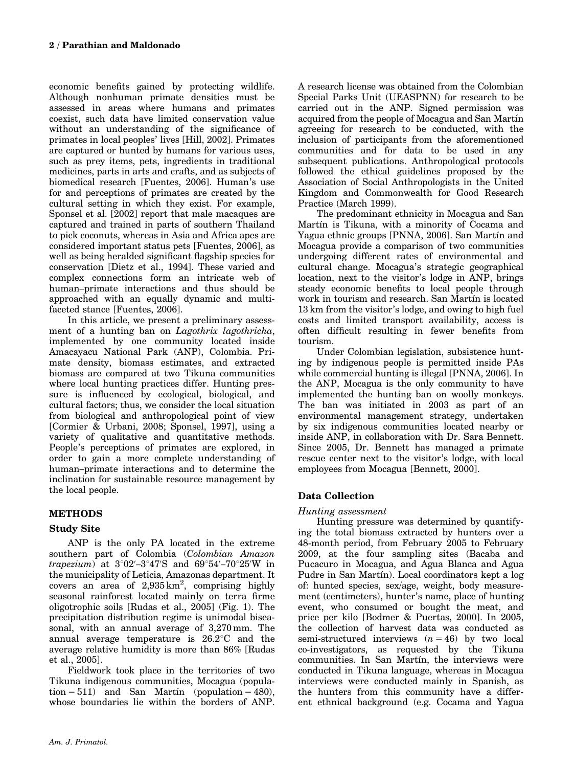economic benefits gained by protecting wildlife. Although nonhuman primate densities must be assessed in areas where humans and primates coexist, such data have limited conservation value without an understanding of the significance of primates in local peoples' lives [Hill, 2002]. Primates are captured or hunted by humans for various uses, such as prey items, pets, ingredients in traditional medicines, parts in arts and crafts, and as subjects of biomedical research [Fuentes, 2006]. Human's use for and perceptions of primates are created by the cultural setting in which they exist. For example, Sponsel et al. [2002] report that male macaques are captured and trained in parts of southern Thailand to pick coconuts, whereas in Asia and Africa apes are considered important status pets [Fuentes, 2006], as well as being heralded significant flagship species for conservation [Dietz et al., 1994]. These varied and complex connections form an intricate web of human–primate interactions and thus should be approached with an equally dynamic and multi-faceted stance [Fuentes, 2006].

In this article, we present a preliminary assessment of a hunting ban on *Lagothrix lagothricha*, implemented by one community located inside Amacayacu National Park (ANP), Colombia. Primate density, biomass estimates, and extracted biomass are compared at two Tikuna communities where local hunting practices differ. Hunting pressure is influenced by ecological, biological, and cultural factors; thus, we consider the local situation from biological and anthropological point of view [Cormier & Urbani, 2008; Sponsel, 1997], using a variety of qualitative and quantitative methods. People's perceptions of primates are explored, in order to gain a more complete understanding of human–primate interactions and to determine the inclination for sustainable resource management by the local people.

## METHODS

### Study Site

ANP is the only PA located in the extreme southern part of Colombia (*Colombian Amazon trapezium*) at 3°02′–3°47′S and 69°54′–70°25′W in the municipality of Leticia, Amazonas department. It covers an area of 2,935 $km^2$, comprising highly seasonal rainforest located mainly on terra firme oligotrophic soils [Rudas et al., 2005] (Fig. 1). The precipitation distribution regime is unimodal biseasonal, with an annual average of 3,270 mm. The annual average temperature is 26.2°C and the average relative humidity is more than 86% [Rudas et al., 2005].

Fieldwork took place in the territories of two Tikuna indigenous communities, Mocagua (population = 511) and San Martín (population = 480), whose boundaries lie within the borders of ANP. A research license was obtained from the Colombian Special Parks Unit (UEASPNN) for research to be carried out in the ANP. Signed permission was acquired from the people of Mocagua and San Martín agreeing for research to be conducted, with the inclusion of participants from the aforementioned communities and for data to be used in any subsequent publications. Anthropological protocols followed the ethical guidelines proposed by the Association of Social Anthropologists in the United Kingdom and Commonwealth for Good Research Practice (March 1999).

The predominant ethnicity in Mocagua and San Martín is Tikuna, with a minority of Cocama and Yagua ethnic groups [PNNA, 2006]. San Martín and Mocagua provide a comparison of two communities undergoing different rates of environmental and cultural change. Mocagua's strategic geographical location, next to the visitor's lodge in ANP, brings steady economic benefits to local people through work in tourism and research. San Martín is located 13 km from the visitor's lodge, and owing to high fuel costs and limited transport availability, access is often difficult resulting in fewer benefits from tourism.

Under Colombian legislation, subsistence hunting by indigenous people is permitted inside PAs while commercial hunting is illegal [PNNA, 2006]. In the ANP, Mocagua is the only community to have implemented the hunting ban on woolly monkeys. The ban was initiated in 2003 as part of an environmental management strategy, undertaken by six indigenous communities located nearby or inside ANP, in collaboration with Dr. Sara Bennett. Since 2005, Dr. Bennett has managed a primate rescue center next to the visitor's lodge, with local employees from Mocagua [Bennett, 2000].

### Data Collection

#### *Hunting assessment*

Hunting pressure was determined by quantifying the total biomass extracted by hunters over a 48-month period, from February 2005 to February 2009, at the four sampling sites (Bacaba and Pucacuro in Mocagua, and Agua Blanca and Agua Pudre in San Martín). Local coordinators kept a log of: hunted species, sex/age, weight, body measurement (centimeters), hunter's name, place of hunting event, who consumed or bought the meat, and price per kilo [Bodmer & Puertas, 2000]. In 2005, the collection of harvest data was conducted as semi-structured interviews ($n = 46$) by two local co-investigators, as requested by the Tikuna communities. In San Martín, the interviews were conducted in Tikuna language, whereas in Mocagua interviews were conducted mainly in Spanish, as the hunters from this community have a different ethnical background (e.g. Cocama and Yagua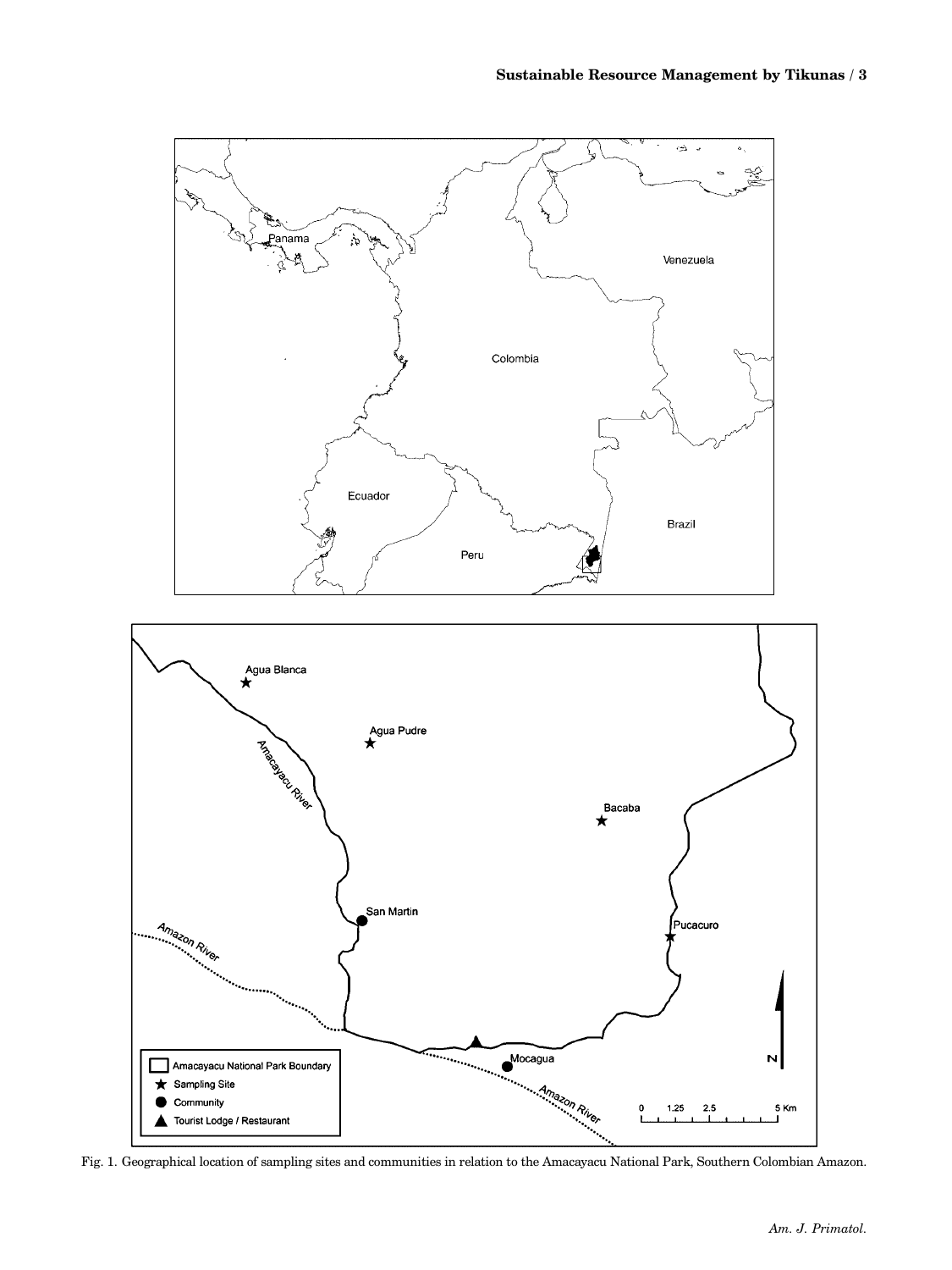Fig. 1. Geographical location of sampling sites and communities in relation to the Amacayacu National Park, Southern Colombian Amazon.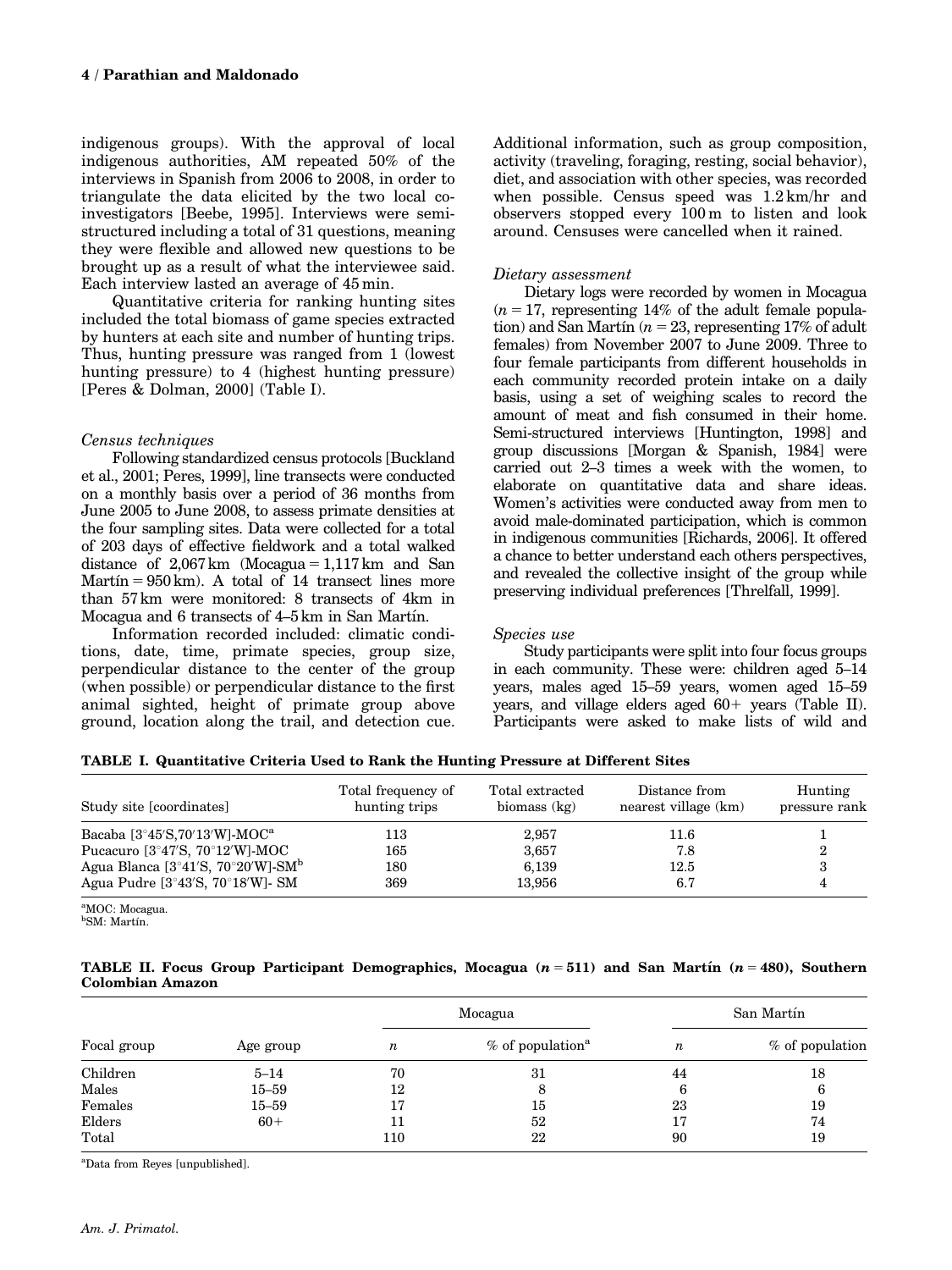indigenous groups). With the approval of local indigenous authorities, AM repeated 50% of the interviews in Spanish from 2006 to 2008, in order to triangulate the data elicited by the two local co-investigators [Beebe, 1995]. Interviews were semi-structured including a total of 31 questions, meaning they were flexible and allowed new questions to be brought up as a result of what the interviewee said. Each interview lasted an average of 45 min.

Quantitative criteria for ranking hunting sites included the total biomass of game species extracted by hunters at each site and number of hunting trips. Thus, hunting pressure was ranged from 1 (lowest hunting pressure) to 4 (highest hunting pressure) [Peres & Dolman, 2000] (Table I).

*Census techniques*

Following standardized census protocols [Buckland et al., 2001; Peres, 1999], line transects were conducted on a monthly basis over a period of 36 months from June 2005 to June 2008, to assess primate densities at the four sampling sites. Data were collected for a total of 203 days of effective fieldwork and a total walked distance of 2,067 km (Mocagua = 1,117 km and San Martín = 950 km). A total of 14 transect lines more than 57 km were monitored: 8 transects of 4km in Mocagua and 6 transects of 4–5 km in San Martín.

Information recorded included: climatic conditions, date, time, primate species, group size, perpendicular distance to the center of the group (when possible) or perpendicular distance to the first animal sighted, height of primate group above ground, location along the trail, and detection cue. Additional information, such as group composition, activity (traveling, foraging, resting, social behavior), diet, and association with other species, was recorded when possible. Census speed was 1.2 km/hr and observers stopped every 100 m to listen and look around. Censuses were cancelled when it rained.

*Dietary assessment*

Dietary logs were recorded by women in Mocagua ($n = 17$, representing 14% of the adult female population) and San Martín ($n = 23$, representing 17% of adult females) from November 2007 to June 2009. Three to four female participants from different households in each community recorded protein intake on a daily basis, using a set of weighing scales to record the amount of meat and fish consumed in their home. Semi-structured interviews [Huntington, 1998] and group discussions [Morgan & Spanish, 1984] were carried out 2–3 times a week with the women, to elaborate on quantitative data and share ideas. Women's activities were conducted away from men to avoid male-dominated participation, which is common in indigenous communities [Richards, 2006]. It offered a chance to better understand each others perspectives, and revealed the collective insight of the group while preserving individual preferences [Threlfall, 1999].

*Species use*

Study participants were split into four focus groups in each community. These were: children aged 5–14 years, males aged 15–59 years, women aged 15–59 years, and village elders aged 60+ years (Table II). Participants were asked to make lists of wild and

**TABLE I. Quantitative Criteria Used to Rank the Hunting Pressure at Different Sites**

| Study site [coordinates] | Total frequency of hunting trips | Total extracted biomass (kg) | Distance from nearest village (km) | Hunting pressure rank |
|---|---|---|---|---|
| Bacaba [3°45′S,70′13′W]-MOC[a] | 113 | 2,957 | 11.6 | 1 |
| Pucacuro [3°47′S, 70°12′W]-MOC | 165 | 3,657 | 7.8 | 2 |
| Agua Blanca [3°41′S, 70°20′W]-SM[b] | 180 | 6,139 | 12.5 | 3 |
| Agua Pudre [3°43′S, 70°18′W]- SM | 369 | 13,956 | 6.7 | 4 |

[a]MOC: Mocagua.
[b]SM: Martín.

**TABLE II. Focus Group Participant Demographics, Mocagua ($n = 511$) and San Martín ($n = 480$), Southern Colombian Amazon**

| Focal group | Age group | Mocagua | | San Martín | |
|---|---|---|---|---|---|
| | | $n$ | % of population[a] | $n$ | % of population |
| Children | 5–14 | 70 | 31 | 44 | 18 |
| Males | 15–59 | 12 | 8 | 6 | 6 |
| Females | 15–59 | 17 | 15 | 23 | 19 |
| Elders | 60+ | 11 | 52 | 17 | 74 |
| Total | | 110 | 22 | 90 | 19 |

[a]Data from Reyes [unpublished].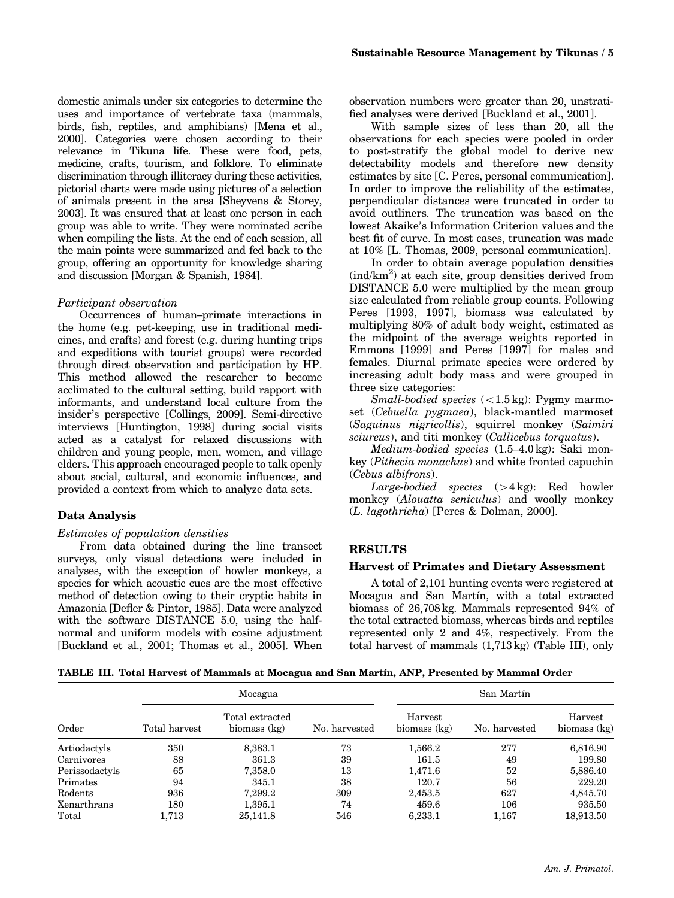domestic animals under six categories to determine the uses and importance of vertebrate taxa (mammals, birds, fish, reptiles, and amphibians) [Mena et al., 2000]. Categories were chosen according to their relevance in Tikuna life. These were food, pets, medicine, crafts, tourism, and folklore. To eliminate discrimination through illiteracy during these activities, pictorial charts were made using pictures of a selection of animals present in the area [Sheyvens & Storey, 2003]. It was ensured that at least one person in each group was able to write. They were nominated scribe when compiling the lists. At the end of each session, all the main points were summarized and fed back to the group, offering an opportunity for knowledge sharing and discussion [Morgan & Spanish, 1984].

*Participant observation*

Occurrences of human–primate interactions in the home (e.g. pet-keeping, use in traditional medicines, and crafts) and forest (e.g. during hunting trips and expeditions with tourist groups) were recorded through direct observation and participation by HP. This method allowed the researcher to become acclimated to the cultural setting, build rapport with informants, and understand local culture from the insider's perspective [Collings, 2009]. Semi-directive interviews [Huntington, 1998] during social visits acted as a catalyst for relaxed discussions with children and young people, men, women, and village elders. This approach encouraged people to talk openly about social, cultural, and economic influences, and provided a context from which to analyze data sets.

## Data Analysis

*Estimates of population densities*

From data obtained during the line transect surveys, only visual detections were included in analyses, with the exception of howler monkeys, a species for which acoustic cues are the most effective method of detection owing to their cryptic habits in Amazonia [Defler & Pintor, 1985]. Data were analyzed with the software DISTANCE 5.0, using the half-normal and uniform models with cosine adjustment [Buckland et al., 2001; Thomas et al., 2005]. When observation numbers were greater than 20, unstratified analyses were derived [Buckland et al., 2001].

With sample sizes of less than 20, all the observations for each species were pooled in order to post-stratify the global model to derive new detectability models and therefore new density estimates by site [C. Peres, personal communication]. In order to improve the reliability of the estimates, perpendicular distances were truncated in order to avoid outliners. The truncation was based on the lowest Akaike's Information Criterion values and the best fit of curve. In most cases, truncation was made at 10% [L. Thomas, 2009, personal communication].

In order to obtain average population densities (ind/km$^2$) at each site, group densities derived from DISTANCE 5.0 were multiplied by the mean group size calculated from reliable group counts. Following Peres [1993, 1997], biomass was calculated by multiplying 80% of adult body weight, estimated as the midpoint of the average weights reported in Emmons [1999] and Peres [1997] for males and females. Diurnal primate species were ordered by increasing adult body mass and were grouped in three size categories:

*Small-bodied species* (<1.5 kg): Pygmy marmoset (*Cebuella pygmaea*), black-mantled marmoset (*Saguinus nigricollis*), squirrel monkey (*Saimiri sciureus*), and titi monkey (*Callicebus torquatus*).

*Medium-bodied species* (1.5–4.0 kg): Saki monkey (*Pithecia monachus*) and white fronted capuchin (*Cebus albifrons*).

*Large-bodied species* (>4 kg): Red howler monkey (*Alouatta seniculus*) and woolly monkey (*L. lagothricha*) [Peres & Dolman, 2000].

# RESULTS

## Harvest of Primates and Dietary Assessment

A total of 2,101 hunting events were registered at Mocagua and San Martín, with a total extracted biomass of 26,708 kg. Mammals represented 94% of the total extracted biomass, whereas birds and reptiles represented only 2 and 4%, respectively. From the total harvest of mammals (1,713 kg) (Table III), only

**TABLE III. Total Harvest of Mammals at Mocagua and San Martín, ANP, Presented by Mammal Order**

| | | | Mocagua | | San Martín | |
|---|---|---|---|---|---|---|
| Order | Total harvest | Total extracted biomass (kg) | No. harvested | Harvest biomass (kg) | No. harvested | Harvest biomass (kg) |
| Artiodactyls | 350 | 8,383.1 | 73 | 1,566.2 | 277 | 6,816.90 |
| Carnivores | 88 | 361.3 | 39 | 161.5 | 49 | 199.80 |
| Perissodactyls | 65 | 7,358.0 | 13 | 1,471.6 | 52 | 5,886.40 |
| Primates | 94 | 345.1 | 38 | 120.7 | 56 | 229.20 |
| Rodents | 936 | 7,299.2 | 309 | 2,453.5 | 627 | 4,845.70 |
| Xenarthrans | 180 | 1,395.1 | 74 | 459.6 | 106 | 935.50 |
| Total | 1,713 | 25,141.8 | 546 | 6,233.1 | 1,167 | 18,913.50 |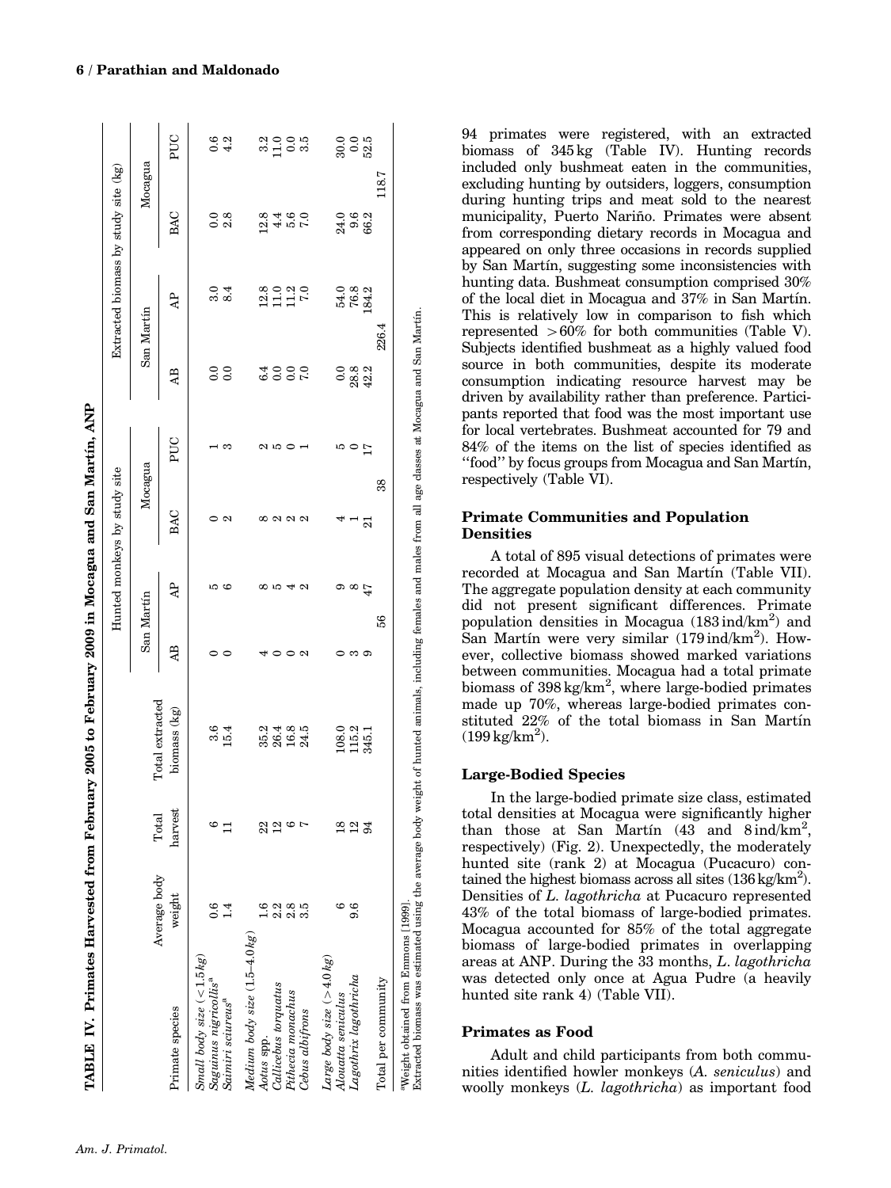**TABLE IV. Primates Harvested from February 2005 to February 2009 in Mocagua and San Martín, ANP**

| Primate species | Average body weight | Total harvest | Total extracted biomass (kg) | Hunted monkeys by study site | | | | Extracted biomass by study site (kg) | | | |
|---|---|---|---|---|---|---|---|---|---|---|---|
| | | | | San Martín | | Mocagua | | San Martín | | Mocagua | |
| | | | | AB | AP | BAC | PUC | AB | AP | BAC | PUC |
| *Small body size (<1.5 kg)* | | | | | | | | | | | |
| *Saguinus nigricollis*[a] | 0.6 | 6 | 3.6 | 0 | 5 | 0 | 1 | 0.0 | 3.0 | 0.0 | 0.6 |
| *Saimiri sciureus*[a] | 1.4 | 11 | 15.4 | 0 | 6 | 2 | 3 | 0.0 | 8.4 | 2.8 | 4.2 |
| *Medium body size (1.5–4.0 kg)* | | | | | | | | | | | |
| *Aotus* spp. | 1.6 | 22 | 35.2 | 4 | 8 | 8 | 2 | 6.4 | 12.8 | 12.8 | 3.2 |
| *Callicebus torquatus* | 2.2 | 12 | 26.4 | 0 | 5 | 2 | 5 | 0.0 | 11.0 | 4.4 | 11.0 |
| *Pithecia monachus* | 2.8 | 6 | 16.8 | 0 | 4 | 2 | 0 | 0.0 | 11.2 | 5.6 | 0.0 |
| *Cebus albifrons* | 3.5 | 7 | 24.5 | 2 | 2 | 2 | 1 | 7.0 | 7.0 | 7.0 | 3.5 |
| *Large body size (>4.0 kg)* | | | | | | | | | | | |
| *Alouatta seniculus* | 6 | 18 | 108.0 | 0 | 9 | 4 | 5 | 0.0 | 54.0 | 24.0 | 30.0 |
| *Lagothrix lagothricha* | 9.6 | 12 | 115.2 | 3 | 8 | 1 | 0 | 28.8 | 76.8 | 9.6 | 0.0 |
| | | 94 | 345.1 | 9 | 47 | 21 | 17 | 42.2 | 184.2 | 66.2 | 52.5 |
| Total per community | | | | 56 | | 38 | | 226.4 | | 118.7 | |

[a]Weight obtained from Emmons [1999].
Extracted biomass was estimated using the average body weight of hunted animals, including females and males from all age classes at Mocagua and San Martín.

94 primates were registered, with an extracted biomass of 345 kg (Table IV). Hunting records included only bushmeat eaten in the communities, excluding hunting by outsiders, loggers, consumption during hunting trips and meat sold to the nearest municipality, Puerto Nariño. Primates were absent from corresponding dietary records in Mocagua and appeared on only three occasions in records supplied by San Martín, suggesting some inconsistencies with hunting data. Bushmeat consumption comprised 30% of the local diet in Mocagua and 37% in San Martín. This is relatively low in comparison to fish which represented >60% for both communities (Table V). Subjects identified bushmeat as a highly valued food source in both communities, despite its moderate consumption indicating resource harvest may be driven by availability rather than preference. Participants reported that food was the most important use for local vertebrates. Bushmeat accounted for 79 and 84% of the items on the list of species identified as "food" by focus groups from Mocagua and San Martín, respectively (Table VI).

### Primate Communities and Population Densities

A total of 895 visual detections of primates were recorded at Mocagua and San Martín (Table VII). The aggregate population density at each community did not present significant differences. Primate population densities in Mocagua (183 ind/km$^2$) and San Martín were very similar (179 ind/km$^2$). However, collective biomass showed marked variations between communities. Mocagua had a total primate biomass of 398 kg/km$^2$, where large-bodied primates made up 70%, whereas large-bodied primates constituted 22% of the total biomass in San Martín (199 kg/km$^2$).

### Large-Bodied Species

In the large-bodied primate size class, estimated total densities at Mocagua were significantly higher than those at San Martín (43 and 8 ind/km$^2$, respectively) (Fig. 2). Unexpectedly, the moderately hunted site (rank 2) at Mocagua (Pucacuro) contained the highest biomass across all sites (136 kg/km$^2$). Densities of *L. lagothricha* at Pucacuro represented 43% of the total biomass of large-bodied primates. Mocagua accounted for 85% of the total aggregate biomass of large-bodied primates in overlapping areas at ANP. During the 33 months, *L. lagothricha* was detected only once at Agua Pudre (a heavily hunted site rank 4) (Table VII).

### Primates as Food

Adult and child participants from both communities identified howler monkeys (*A. seniculus*) and woolly monkeys (*L. lagothricha*) as important food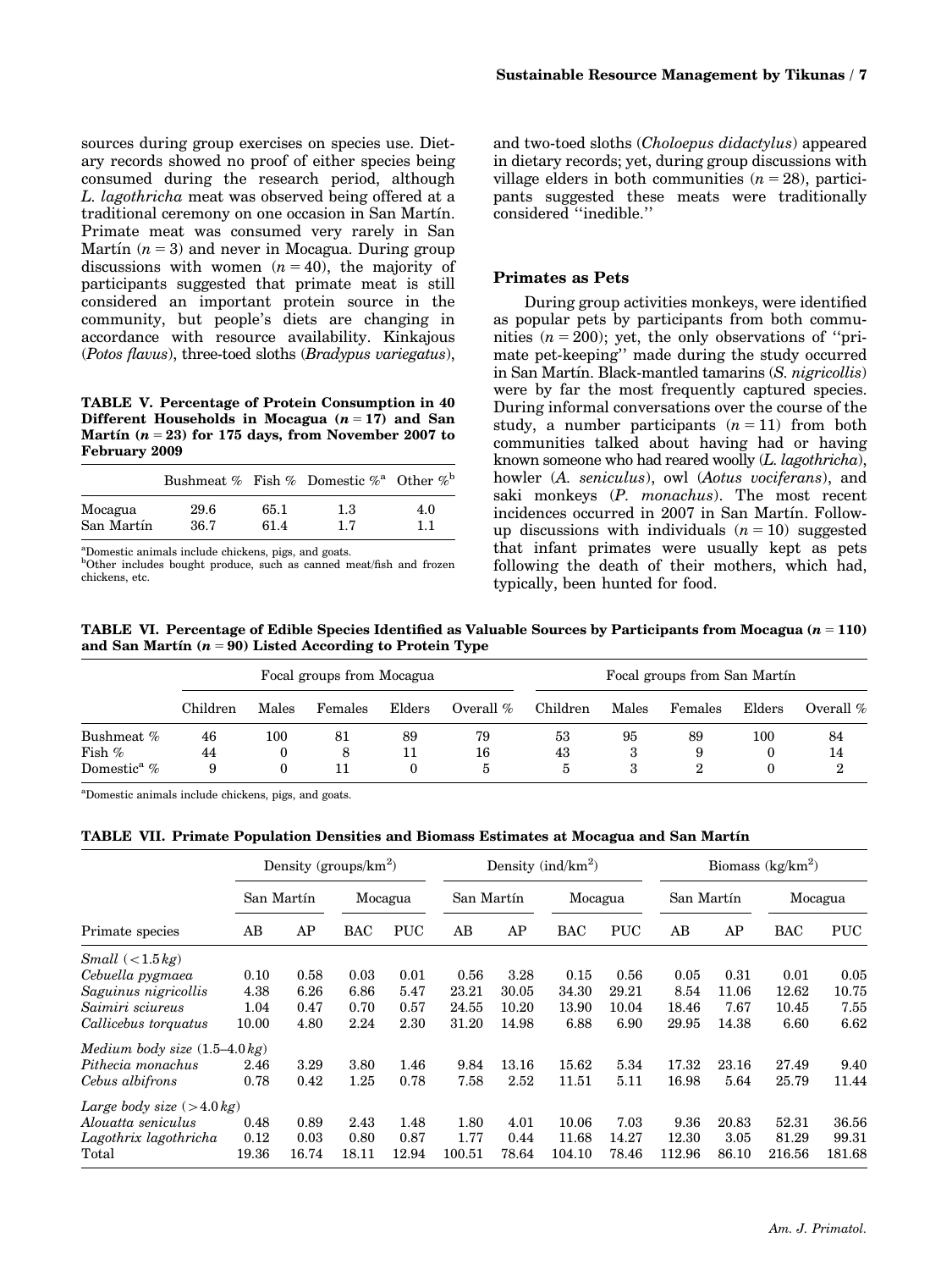sources during group exercises on species use. Dietary records showed no proof of either species being consumed during the research period, although *L. lagothricha* meat was observed being offered at a traditional ceremony on one occasion in San Martín. Primate meat was consumed very rarely in San Martín ($n = 3$) and never in Mocagua. During group discussions with women ($n = 40$), the majority of participants suggested that primate meat is still considered an important protein source in the community, but people's diets are changing in accordance with resource availability. Kinkajous (*Potos flavus*), three-toed sloths (*Bradypus variegatus*), and two-toed sloths (*Choloepus didactylus*) appeared in dietary records; yet, during group discussions with village elders in both communities ($n = 28$), participants suggested these meats were traditionally considered ''inedible.''

**TABLE V. Percentage of Protein Consumption in 40 Different Households in Mocagua ($n = 17$) and San Martín ($n = 23$) for 175 days, from November 2007 to February 2009**

| | Bushmeat % | Fish % | Domestic %[a] | Other %[b] |
|---|---|---|---|---|
| Mocagua | 29.6 | 65.1 | 1.3 | 4.0 |
| San Martín | 36.7 | 61.4 | 1.7 | 1.1 |

[a]Domestic animals include chickens, pigs, and goats.
[b]Other includes bought produce, such as canned meat/fish and frozen chickens, etc.

### Primates as Pets

During group activities monkeys, were identified as popular pets by participants from both communities ($n = 200$); yet, the only observations of ''primate pet-keeping'' made during the study occurred in San Martín. Black-mantled tamarins (*S. nigricollis*) were by far the most frequently captured species. During informal conversations over the course of the study, a number participants ($n = 11$) from both communities talked about having had or having known someone who had reared woolly (*L. lagothricha*), howler (*A. seniculus*), owl (*Aotus vociferans*), and saki monkeys (*P. monachus*). The most recent incidences occurred in 2007 in San Martín. Follow-up discussions with individuals ($n = 10$) suggested that infant primates were usually kept as pets following the death of their mothers, which had, typically, been hunted for food.

**TABLE VI. Percentage of Edible Species Identified as Valuable Sources by Participants from Mocagua ($n = 110$) and San Martín ($n = 90$) Listed According to Protein Type**

| | Focal groups from Mocagua | | | | | Focal groups from San Martín | | | | |
|---|---|---|---|---|---|---|---|---|---|---|
| | Children | Males | Females | Elders | Overall % | Children | Males | Females | Elders | Overall % |
| Bushmeat % | 46 | 100 | 81 | 89 | 79 | 53 | 95 | 89 | 100 | 84 |
| Fish % | 44 | 0 | 8 | 11 | 16 | 43 | 3 | 9 | 0 | 14 |
| Domestic[a] % | 9 | 0 | 11 | 0 | 5 | 5 | 3 | 2 | 0 | 2 |

[a]Domestic animals include chickens, pigs, and goats.

**TABLE VII. Primate Population Densities and Biomass Estimates at Mocagua and San Martín**

| | Density (groups/km$^2$) | | | | Density (ind/km$^2$) | | | | Biomass (kg/km$^2$) | | | |
|---|---|---|---|---|---|---|---|---|---|---|---|---|
| | San Martín | | Mocagua | | San Martín | | Mocagua | | San Martín | | Mocagua | |
| Primate species | AB | AP | BAC | PUC | AB | AP | BAC | PUC | AB | AP | BAC | PUC |
| *Small* ($<1.5\,kg$) | | | | | | | | | | | | |
| *Cebuella pygmaea* | 0.10 | 0.58 | 0.03 | 0.01 | 0.56 | 3.28 | 0.15 | 0.56 | 0.05 | 0.31 | 0.01 | 0.05 |
| *Saguinus nigricollis* | 4.38 | 6.26 | 6.86 | 5.47 | 23.21 | 30.05 | 34.30 | 29.21 | 8.54 | 11.06 | 12.62 | 10.75 |
| *Saimiri sciureus* | 1.04 | 0.47 | 0.70 | 0.57 | 24.55 | 10.20 | 13.90 | 10.04 | 18.46 | 7.67 | 10.45 | 7.55 |
| *Callicebus torquatus* | 10.00 | 4.80 | 2.24 | 2.30 | 31.20 | 14.98 | 6.88 | 6.90 | 29.95 | 14.38 | 6.60 | 6.62 |
| *Medium body size* ($1.5$–$4.0\,kg$) | | | | | | | | | | | | |
| *Pithecia monachus* | 2.46 | 3.29 | 3.80 | 1.46 | 9.84 | 13.16 | 15.62 | 5.34 | 17.32 | 23.16 | 27.49 | 9.40 |
| *Cebus albifrons* | 0.78 | 0.42 | 1.25 | 0.78 | 7.58 | 2.52 | 11.51 | 5.11 | 16.98 | 5.64 | 25.79 | 11.44 |
| *Large body size* ($>4.0\,kg$) | | | | | | | | | | | | |
| *Alouatta seniculus* | 0.48 | 0.89 | 2.43 | 1.48 | 1.80 | 4.01 | 10.06 | 7.03 | 9.36 | 20.83 | 52.31 | 36.56 |
| *Lagothrix lagothricha* | 0.12 | 0.03 | 0.80 | 0.87 | 1.77 | 0.44 | 11.68 | 14.27 | 12.30 | 3.05 | 81.29 | 99.31 |
| Total | 19.36 | 16.74 | 18.11 | 12.94 | 100.51 | 78.64 | 104.10 | 78.46 | 112.96 | 86.10 | 216.56 | 181.68 |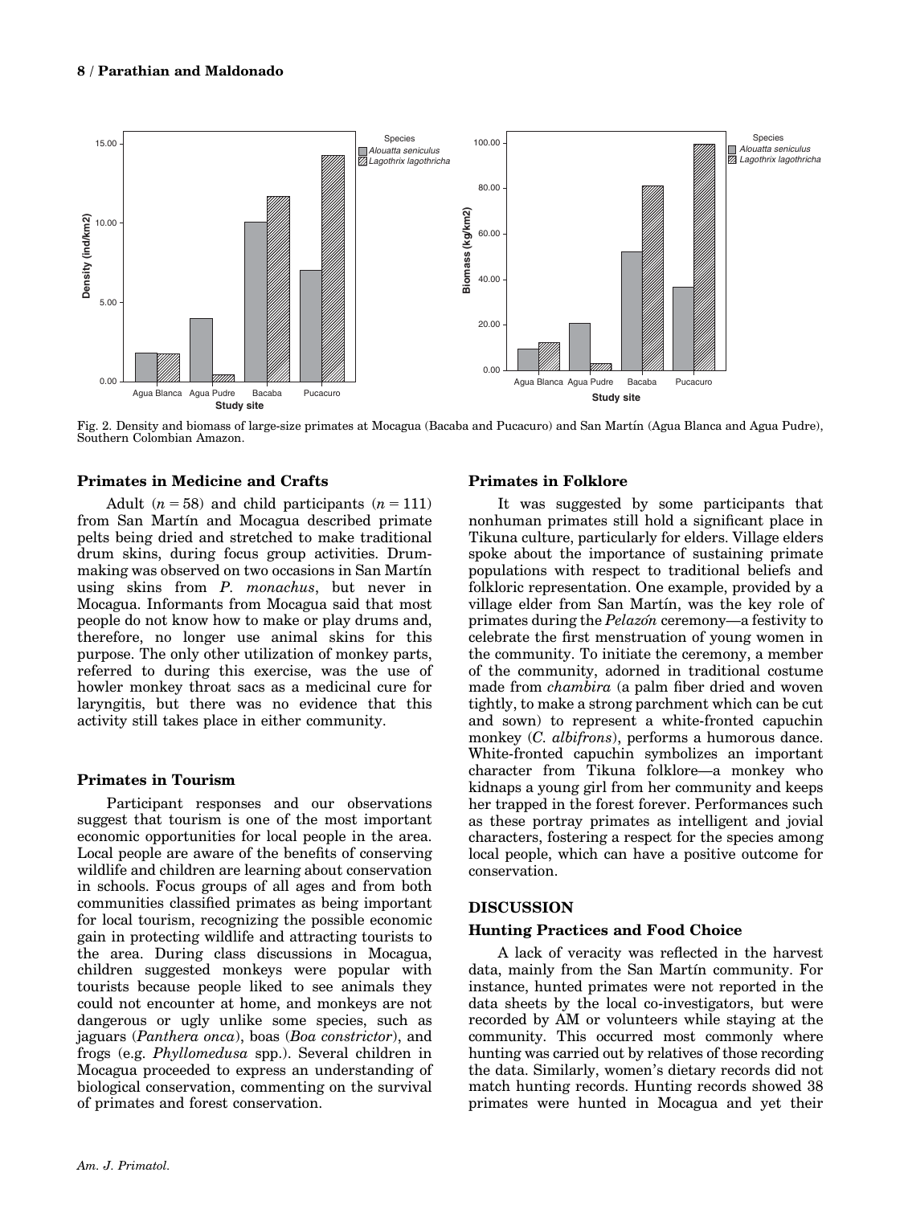15.00

10.00

5.00

0.00

Density (ind/km2)

Agua Blanca Agua Pudre Bacaba Pucacuro

Study site

Species
*Alouatta seniculus*
*Lagothrix lagothricha*

100.00

80.00

60.00

40.00

20.00

0.00

Biomass (kg/km2)

Agua Blanca Agua Pudre Bacaba Pucacuro

Study site

Species
*Alouatta seniculus*
*Lagothrix lagothricha*

Fig. 2. Density and biomass of large-size primates at Mocagua (Bacaba and Pucacuro) and San Martín (Agua Blanca and Agua Pudre), Southern Colombian Amazon.

## Primates in Medicine and Crafts

Adult ($n = 58$) and child participants ($n = 111$) from San Martín and Mocagua described primate pelts being dried and stretched to make traditional drum skins, during focus group activities. Drum-making was observed on two occasions in San Martín using skins from *P. monachus*, but never in Mocagua. Informants from Mocagua said that most people do not know how to make or play drums and, therefore, no longer use animal skins for this purpose. The only other utilization of monkey parts, referred to during this exercise, was the use of howler monkey throat sacs as a medicinal cure for laryngitis, but there was no evidence that this activity still takes place in either community.

## Primates in Tourism

Participant responses and our observations suggest that tourism is one of the most important economic opportunities for local people in the area. Local people are aware of the benefits of conserving wildlife and children are learning about conservation in schools. Focus groups of all ages and from both communities classified primates as being important for local tourism, recognizing the possible economic gain in protecting wildlife and attracting tourists to the area. During class discussions in Mocagua, children suggested monkeys were popular with tourists because people liked to see animals they could not encounter at home, and monkeys are not dangerous or ugly unlike some species, such as jaguars (*Panthera onca*), boas (*Boa constrictor*), and frogs (e.g. *Phyllomedusa* spp.). Several children in Mocagua proceeded to express an understanding of biological conservation, commenting on the survival of primates and forest conservation.

## Primates in Folklore

It was suggested by some participants that nonhuman primates still hold a significant place in Tikuna culture, particularly for elders. Village elders spoke about the importance of sustaining primate populations with respect to traditional beliefs and folkloric representation. One example, provided by a village elder from San Martín, was the key role of primates during the *Pelazón* ceremony—a festivity to celebrate the first menstruation of young women in the community. To initiate the ceremony, a member of the community, adorned in traditional costume made from *chambira* (a palm fiber dried and woven tightly, to make a strong parchment which can be cut and sown) to represent a white-fronted capuchin monkey (*C. albifrons*), performs a humorous dance. White-fronted capuchin symbolizes an important character from Tikuna folklore—a monkey who kidnaps a young girl from her community and keeps her trapped in the forest forever. Performances such as these portray primates as intelligent and jovial characters, fostering a respect for the species among local people, which can have a positive outcome for conservation.

# DISCUSSION

## Hunting Practices and Food Choice

A lack of veracity was reflected in the harvest data, mainly from the San Martín community. For instance, hunted primates were not reported in the data sheets by the local co-investigators, but were recorded by AM or volunteers while staying at the community. This occurred most commonly where hunting was carried out by relatives of those recording the data. Similarly, women's dietary records did not match hunting records. Hunting records showed 38 primates were hunted in Mocagua and yet their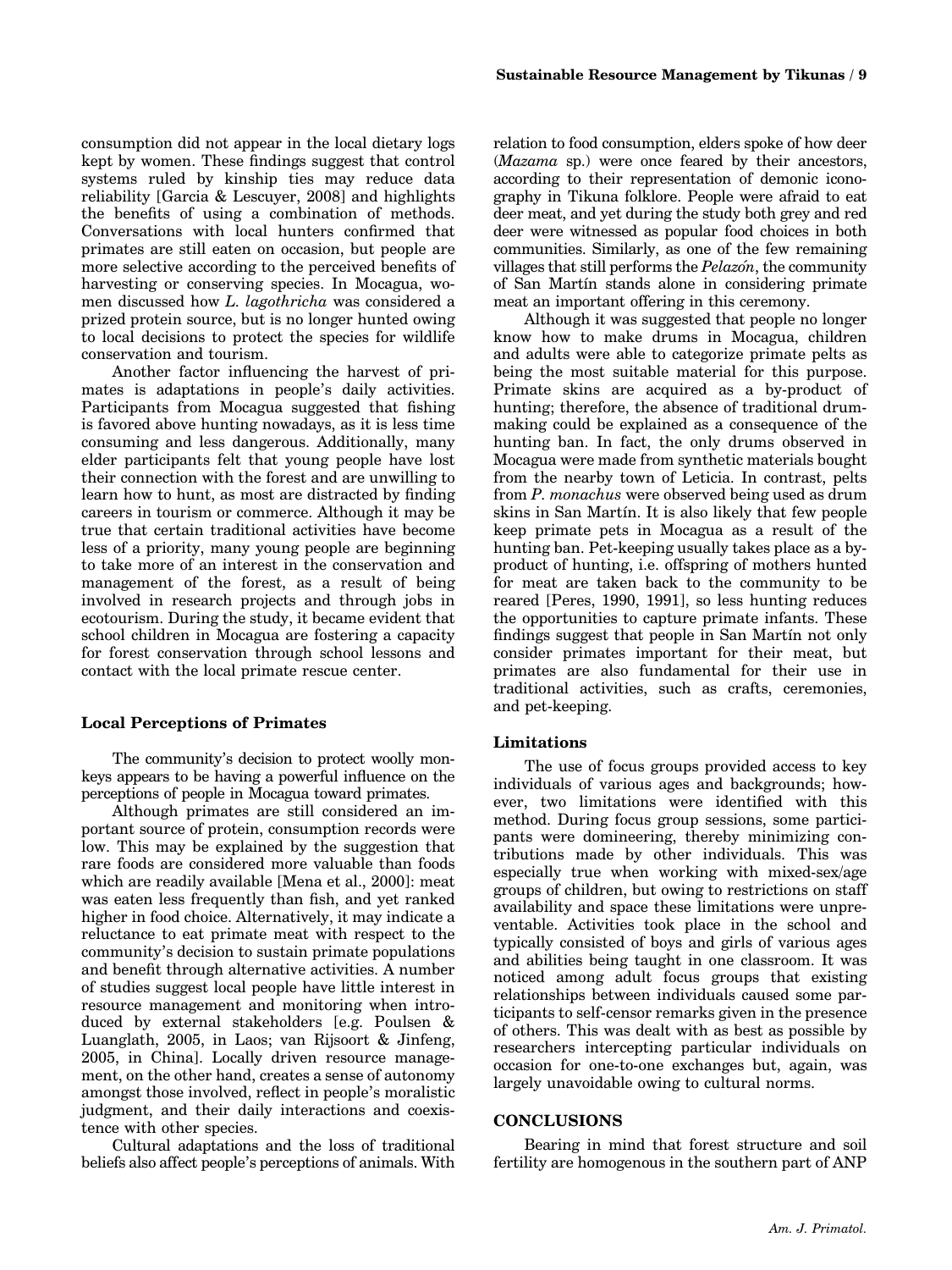consumption did not appear in the local dietary logs kept by women. These findings suggest that control systems ruled by kinship ties may reduce data reliability [Garcia & Lescuyer, 2008] and highlights the benefits of using a combination of methods. Conversations with local hunters confirmed that primates are still eaten on occasion, but people are more selective according to the perceived benefits of harvesting or conserving species. In Mocagua, women discussed how *L. lagothricha* was considered a prized protein source, but is no longer hunted owing to local decisions to protect the species for wildlife conservation and tourism.

Another factor influencing the harvest of primates is adaptations in people's daily activities. Participants from Mocagua suggested that fishing is favored above hunting nowadays, as it is less time consuming and less dangerous. Additionally, many elder participants felt that young people have lost their connection with the forest and are unwilling to learn how to hunt, as most are distracted by finding careers in tourism or commerce. Although it may be true that certain traditional activities have become less of a priority, many young people are beginning to take more of an interest in the conservation and management of the forest, as a result of being involved in research projects and through jobs in ecotourism. During the study, it became evident that school children in Mocagua are fostering a capacity for forest conservation through school lessons and contact with the local primate rescue center.

### Local Perceptions of Primates

The community's decision to protect woolly monkeys appears to be having a powerful influence on the perceptions of people in Mocagua toward primates.

Although primates are still considered an important source of protein, consumption records were low. This may be explained by the suggestion that rare foods are considered more valuable than foods which are readily available [Mena et al., 2000]: meat was eaten less frequently than fish, and yet ranked higher in food choice. Alternatively, it may indicate a reluctance to eat primate meat with respect to the community's decision to sustain primate populations and benefit through alternative activities. A number of studies suggest local people have little interest in resource management and monitoring when introduced by external stakeholders [e.g. Poulsen & Luanglath, 2005, in Laos; van Rijsoort & Jinfeng, 2005, in China]. Locally driven resource management, on the other hand, creates a sense of autonomy amongst those involved, reflect in people's moralistic judgment, and their daily interactions and coexistence with other species.

Cultural adaptations and the loss of traditional beliefs also affect people's perceptions of animals. With relation to food consumption, elders spoke of how deer (*Mazama* sp.) were once feared by their ancestors, according to their representation of demonic iconography in Tikuna folklore. People were afraid to eat deer meat, and yet during the study both grey and red deer were witnessed as popular food choices in both communities. Similarly, as one of the few remaining villages that still performs the *Pelazón*, the community of San Martín stands alone in considering primate meat an important offering in this ceremony.

Although it was suggested that people no longer know how to make drums in Mocagua, children and adults were able to categorize primate pelts as being the most suitable material for this purpose. Primate skins are acquired as a by-product of hunting; therefore, the absence of traditional drum-making could be explained as a consequence of the hunting ban. In fact, the only drums observed in Mocagua were made from synthetic materials bought from the nearby town of Leticia. In contrast, pelts from *P. monachus* were observed being used as drum skins in San Martín. It is also likely that few people keep primate pets in Mocagua as a result of the hunting ban. Pet-keeping usually takes place as a by-product of hunting, i.e. offspring of mothers hunted for meat are taken back to the community to be reared [Peres, 1990, 1991], so less hunting reduces the opportunities to capture primate infants. These findings suggest that people in San Martín not only consider primates important for their meat, but primates are also fundamental for their use in traditional activities, such as crafts, ceremonies, and pet-keeping.

### Limitations

The use of focus groups provided access to key individuals of various ages and backgrounds; however, two limitations were identified with this method. During focus group sessions, some participants were domineering, thereby minimizing contributions made by other individuals. This was especially true when working with mixed-sex/age groups of children, but owing to restrictions on staff availability and space these limitations were unpreventable. Activities took place in the school and typically consisted of boys and girls of various ages and abilities being taught in one classroom. It was noticed among adult focus groups that existing relationships between individuals caused some participants to self-censor remarks given in the presence of others. This was dealt with as best as possible by researchers intercepting particular individuals on occasion for one-to-one exchanges but, again, was largely unavoidable owing to cultural norms.

## CONCLUSIONS

Bearing in mind that forest structure and soil fertility are homogenous in the southern part of ANP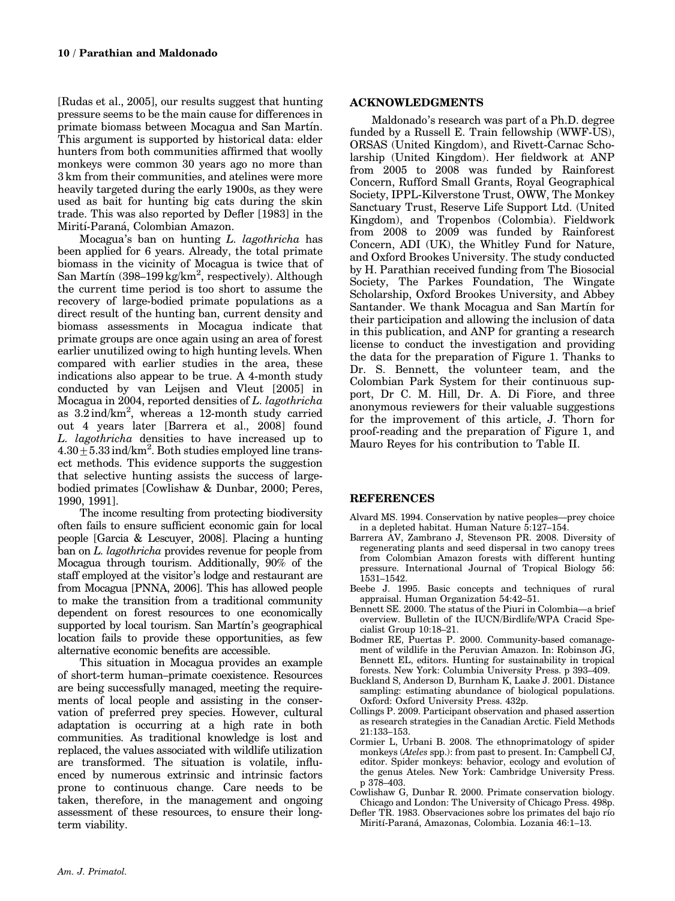[Rudas et al., 2005], our results suggest that hunting pressure seems to be the main cause for differences in primate biomass between Mocagua and San Martín. This argument is supported by historical data: elder hunters from both communities affirmed that woolly monkeys were common 30 years ago no more than 3 km from their communities, and atelines were more heavily targeted during the early 1900s, as they were used as bait for hunting big cats during the skin trade. This was also reported by Defler [1983] in the Mirití-Paraná, Colombian Amazon.

Mocagua's ban on hunting *L. lagothricha* has been applied for 6 years. Already, the total primate biomass in the vicinity of Mocagua is twice that of San Martín (398–199 kg/km$^2$, respectively). Although the current time period is too short to assume the recovery of large-bodied primate populations as a direct result of the hunting ban, current density and biomass assessments in Mocagua indicate that primate groups are once again using an area of forest earlier unutilized owing to high hunting levels. When compared with earlier studies in the area, these indications also appear to be true. A 4-month study conducted by van Leijsen and Vleut [2005] in Mocagua in 2004, reported densities of *L. lagothricha* as 3.2 ind/km$^2$, whereas a 12-month study carried out 4 years later [Barrera et al., 2008] found *L. lagothricha* densities to have increased up to $4.30 \pm 5.33$ ind/km$^2$. Both studies employed line transect methods. This evidence supports the suggestion that selective hunting assists the success of large-bodied primates [Cowlishaw & Dunbar, 2000; Peres, 1990, 1991].

The income resulting from protecting biodiversity often fails to ensure sufficient economic gain for local people [Garcia & Lescuyer, 2008]. Placing a hunting ban on *L. lagothricha* provides revenue for people from Mocagua through tourism. Additionally, 90% of the staff employed at the visitor's lodge and restaurant are from Mocagua [PNNA, 2006]. This has allowed people to make the transition from a traditional community dependent on forest resources to one economically supported by local tourism. San Martín's geographical location fails to provide these opportunities, as few alternative economic benefits are accessible.

This situation in Mocagua provides an example of short-term human–primate coexistence. Resources are being successfully managed, meeting the requirements of local people and assisting in the conservation of preferred prey species. However, cultural adaptation is occurring at a high rate in both communities. As traditional knowledge is lost and replaced, the values associated with wildlife utilization are transformed. The situation is volatile, influenced by numerous extrinsic and intrinsic factors prone to continuous change. Care needs to be taken, therefore, in the management and ongoing assessment of these resources, to ensure their long-term viability.

## ACKNOWLEDGMENTS

Maldonado's research was part of a Ph.D. degree funded by a Russell E. Train fellowship (WWF-US), ORSAS (United Kingdom), and Rivett-Carnac Scholarship (United Kingdom). Her fieldwork at ANP from 2005 to 2008 was funded by Rainforest Concern, Rufford Small Grants, Royal Geographical Society, IPPL-Kilverstone Trust, OWW, The Monkey Sanctuary Trust, Reserve Life Support Ltd. (United Kingdom), and Tropenbos (Colombia). Fieldwork from 2008 to 2009 was funded by Rainforest Concern, ADI (UK), the Whitley Fund for Nature, and Oxford Brookes University. The study conducted by H. Parathian received funding from The Biosocial Society, The Parkes Foundation, The Wingate Scholarship, Oxford Brookes University, and Abbey Santander. We thank Mocagua and San Martín for their participation and allowing the inclusion of data in this publication, and ANP for granting a research license to conduct the investigation and providing the data for the preparation of Figure 1. Thanks to Dr. S. Bennett, the volunteer team, and the Colombian Park System for their continuous support, Dr C. M. Hill, Dr. A. Di Fiore, and three anonymous reviewers for their valuable suggestions for the improvement of this article, J. Thorn for proof-reading and the preparation of Figure 1, and Mauro Reyes for his contribution to Table II.

## REFERENCES

Alvard MS. 1994. Conservation by native peoples—prey choice in a depleted habitat. Human Nature 5:127–154.

Barrera AV, Zambrano J, Stevenson PR. 2008. Diversity of regenerating plants and seed dispersal in two canopy trees from Colombian Amazon forests with different hunting pressure. International Journal of Tropical Biology 56: 1531–1542.

Beebe J. 1995. Basic concepts and techniques of rural appraisal. Human Organization 54:42–51.

Bennett SE. 2000. The status of the Piuri in Colombia—a brief overview. Bulletin of the IUCN/Birdlife/WPA Cracid Specialist Group 10:18–21.

Bodmer RE, Puertas P. 2000. Community-based comanagement of wildlife in the Peruvian Amazon. In: Robinson JG, Bennett EL, editors. Hunting for sustainability in tropical forests. New York: Columbia University Press. p 393–409.

Buckland S, Anderson D, Burnham K, Laake J. 2001. Distance sampling: estimating abundance of biological populations. Oxford: Oxford University Press. 432p.

Collings P. 2009. Participant observation and phased assertion as research strategies in the Canadian Arctic. Field Methods 21:133–153.

Cormier L, Urbani B. 2008. The ethnoprimatology of spider monkeys (*Ateles* spp.): from past to present. In: Campbell CJ, editor. Spider monkeys: behavior, ecology and evolution of the genus Ateles. New York: Cambridge University Press. p 378–403.

Cowlishaw G, Dunbar R. 2000. Primate conservation biology. Chicago and London: The University of Chicago Press. 498p.

Defler TR. 1983. Observaciones sobre los primates del bajo río Mirití-Paraná, Amazonas, Colombia. Lozania 46:1–13.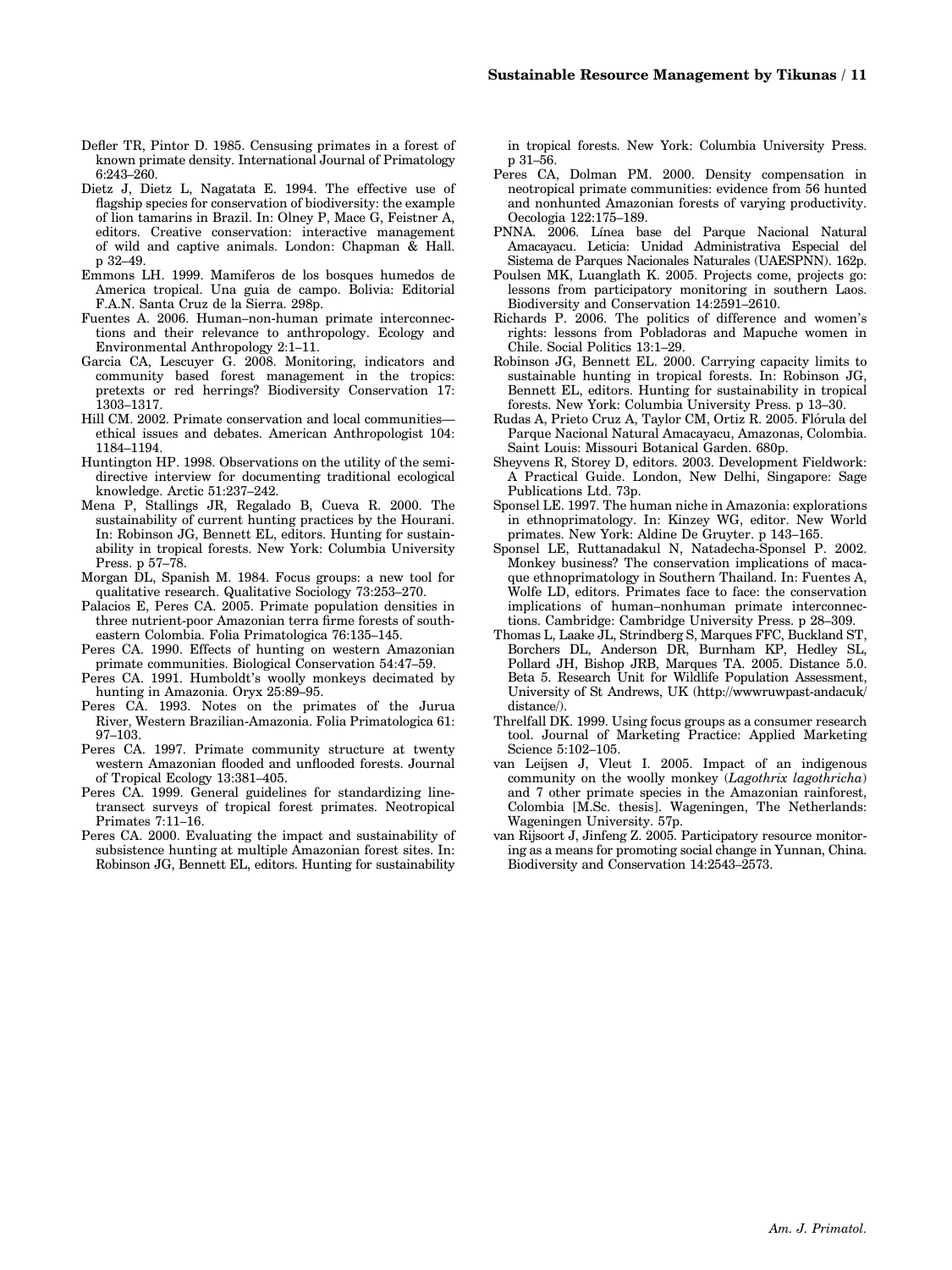Defler TR, Pintor D. 1985. Censusing primates in a forest of known primate density. International Journal of Primatology 6:243–260.

Dietz J, Dietz L, Nagatata E. 1994. The effective use of flagship species for conservation of biodiversity: the example of lion tamarins in Brazil. In: Olney P, Mace G, Feistner A, editors. Creative conservation: interactive management of wild and captive animals. London: Chapman & Hall. p 32–49.

Emmons LH. 1999. Mamiferos de los bosques humedos de America tropical. Una guia de campo. Bolivia: Editorial F.A.N. Santa Cruz de la Sierra. 298p.

Fuentes A. 2006. Human–non-human primate interconnections and their relevance to anthropology. Ecology and Environmental Anthropology 2:1–11.

Garcia CA, Lescuyer G. 2008. Monitoring, indicators and community based forest management in the tropics: pretexts or red herrings? Biodiversity Conservation 17: 1303–1317.

Hill CM. 2002. Primate conservation and local communities—ethical issues and debates. American Anthropologist 104: 1184–1194.

Huntington HP. 1998. Observations on the utility of the semi-directive interview for documenting traditional ecological knowledge. Arctic 51:237–242.

Mena P, Stallings JR, Regalado B, Cueva R. 2000. The sustainability of current hunting practices by the Hourani. In: Robinson JG, Bennett EL, editors. Hunting for sustainability in tropical forests. New York: Columbia University Press. p 57–78.

Morgan DL, Spanish M. 1984. Focus groups: a new tool for qualitative research. Qualitative Sociology 73:253–270.

Palacios E, Peres CA. 2005. Primate population densities in three nutrient-poor Amazonian terra firme forests of south-eastern Colombia. Folia Primatologica 76:135–145.

Peres CA. 1990. Effects of hunting on western Amazonian primate communities. Biological Conservation 54:47–59.

Peres CA. 1991. Humboldt's woolly monkeys decimated by hunting in Amazonia. Oryx 25:89–95.

Peres CA. 1993. Notes on the primates of the Jurua River, Western Brazilian-Amazonia. Folia Primatologica 61: 97–103.

Peres CA. 1997. Primate community structure at twenty western Amazonian flooded and unflooded forests. Journal of Tropical Ecology 13:381–405.

Peres CA. 1999. General guidelines for standardizing line-transect surveys of tropical forest primates. Neotropical Primates 7:11–16.

Peres CA. 2000. Evaluating the impact and sustainability of subsistence hunting at multiple Amazonian forest sites. In: Robinson JG, Bennett EL, editors. Hunting for sustainability in tropical forests. New York: Columbia University Press. p 31–56.

Peres CA, Dolman PM. 2000. Density compensation in neotropical primate communities: evidence from 56 hunted and nonhunted Amazonian forests of varying productivity. Oecologia 122:175–189.

PNNA. 2006. Línea base del Parque Nacional Natural Amacayacu. Leticia: Unidad Administrativa Especial del Sistema de Parques Nacionales Naturales (UAESPNN). 162p.

Poulsen MK, Luanglath K. 2005. Projects come, projects go: lessons from participatory monitoring in southern Laos. Biodiversity and Conservation 14:2591–2610.

Richards P. 2006. The politics of difference and women's rights: lessons from Pobladoras and Mapuche women in Chile. Social Politics 13:1–29.

Robinson JG, Bennett EL. 2000. Carrying capacity limits to sustainable hunting in tropical forests. In: Robinson JG, Bennett EL, editors. Hunting for sustainability in tropical forests. New York: Columbia University Press. p 13–30.

Rudas A, Prieto Cruz A, Taylor CM, Ortiz R. 2005. Flórula del Parque Nacional Natural Amacayacu, Amazonas, Colombia. Saint Louis: Missouri Botanical Garden. 680p.

Sheyvens R, Storey D, editors. 2003. Development Fieldwork: A Practical Guide. London, New Delhi, Singapore: Sage Publications Ltd. 73p.

Sponsel LE. 1997. The human niche in Amazonia: explorations in ethnoprimatology. In: Kinzey WG, editor. New World primates. New York: Aldine De Gruyter. p 143–165.

Sponsel LE, Ruttanadakul N, Natadecha-Sponsel P. 2002. Monkey business? The conservation implications of macaque ethnoprimatology in Southern Thailand. In: Fuentes A, Wolfe LD, editors. Primates face to face: the conservation implications of human–nonhuman primate interconnections. Cambridge: Cambridge University Press. p 28–309.

Thomas L, Laake JL, Strindberg S, Marques FFC, Buckland ST, Borchers DL, Anderson DR, Burnham KP, Hedley SL, Pollard JH, Bishop JRB, Marques TA. 2005. Distance 5.0. Beta 5. Research Unit for Wildlife Population Assessment, University of St Andrews, UK (http://wwwruwpast-andacuk/distance/).

Threlfall DK. 1999. Using focus groups as a consumer research tool. Journal of Marketing Practice: Applied Marketing Science 5:102–105.

van Leijsen J, Vleut I. 2005. Impact of an indigenous community on the woolly monkey (*Lagothrix lagothricha*) and 7 other primate species in the Amazonian rainforest, Colombia [M.Sc. thesis]. Wageningen, The Netherlands: Wageningen University. 57p.

van Rijsoort J, Jinfeng Z. 2005. Participatory resource monitoring as a means for promoting social change in Yunnan, China. Biodiversity and Conservation 14:2543–2573.